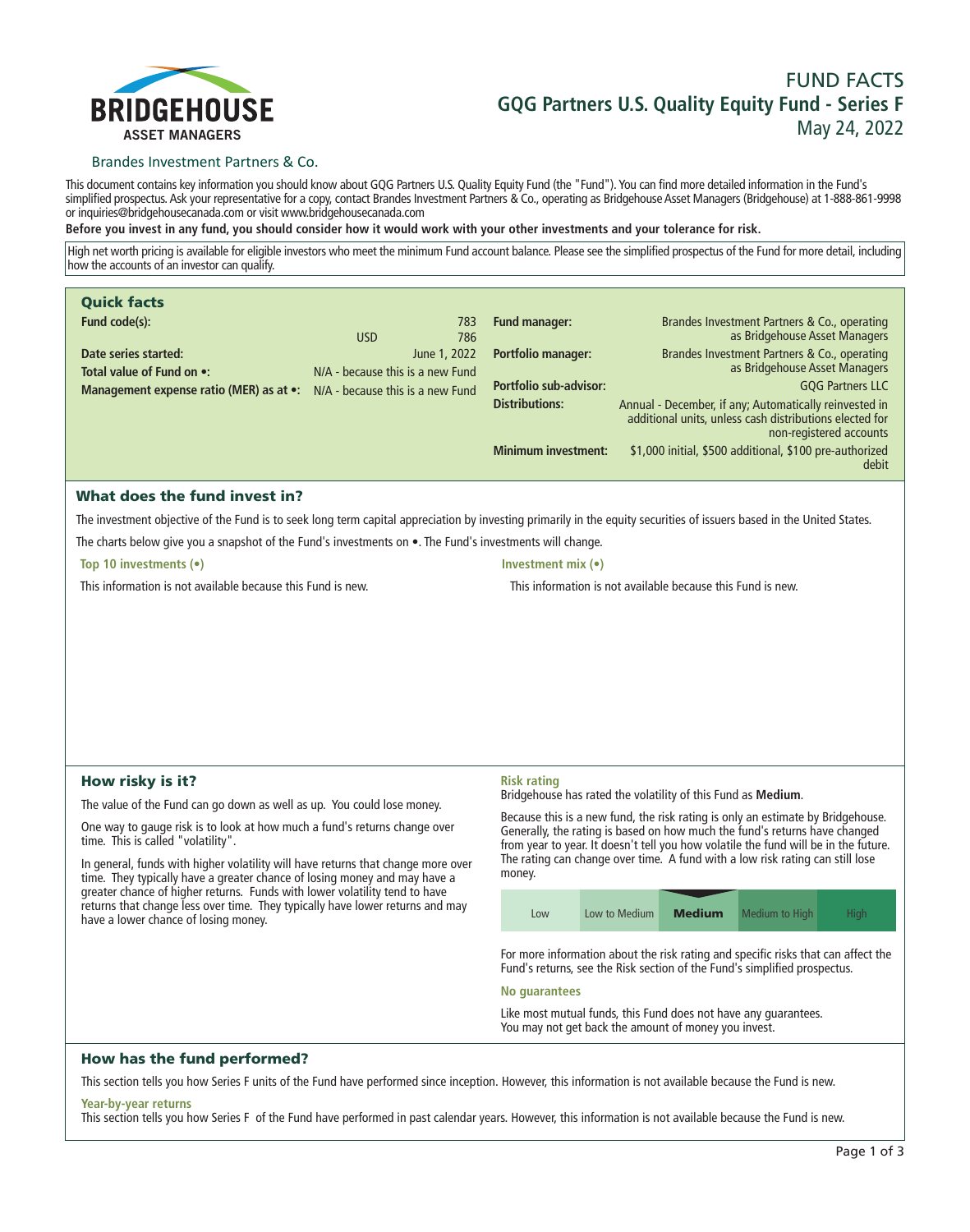BRIDGEHOUSE
ASSET MANAGERS

Brandes Investment Partners & Co.

# FUND FACTS
## GQG Partners U.S. Quality Equity Fund - Series F
May 24, 2022

This document contains key information you should know about GQG Partners U.S. Quality Equity Fund (the "Fund"). You can find more detailed information in the Fund's simplified prospectus. Ask your representative for a copy, contact Brandes Investment Partners & Co., operating as Bridgehouse Asset Managers (Bridgehouse) at 1-888-861-9998 or inquiries@bridgehousecanada.com or visit www.bridgehousecanada.com

**Before you invest in any fund, you should consider how it would work with your other investments and your tolerance for risk.**

High net worth pricing is available for eligible investors who meet the minimum Fund account balance. Please see the simplified prospectus of the Fund for more detail, including how the accounts of an investor can qualify.

### Quick facts

| | | |
|---|---|---|
| **Fund code(s):** | | 783 |
| | USD | 786 |
| **Date series started:** | | June 1, 2022 |
| **Total value of Fund on •:** | | N/A - because this is a new Fund |
| **Management expense ratio (MER) as at •:** | | N/A - because this is a new Fund |

| | |
|---|---|
| **Fund manager:** | Brandes Investment Partners & Co., operating as Bridgehouse Asset Managers |
| **Portfolio manager:** | Brandes Investment Partners & Co., operating as Bridgehouse Asset Managers |
| **Portfolio sub-advisor:** | GQG Partners LLC |
| **Distributions:** | Annual - December, if any; Automatically reinvested in additional units, unless cash distributions elected for non-registered accounts |
| **Minimum investment:** | $1,000 initial, $500 additional, $100 pre-authorized debit |

### What does the fund invest in?

The investment objective of the Fund is to seek long term capital appreciation by investing primarily in the equity securities of issuers based in the United States.

The charts below give you a snapshot of the Fund's investments on •. The Fund's investments will change.

**Top 10 investments (•)**

This information is not available because this Fund is new.

**Investment mix (•)**

This information is not available because this Fund is new.

### How risky is it?

The value of the Fund can go down as well as up. You could lose money.

One way to gauge risk is to look at how much a fund's returns change over time. This is called "volatility".

In general, funds with higher volatility will have returns that change more over time. They typically have a greater chance of losing money and may have a greater chance of higher returns. Funds with lower volatility tend to have returns that change less over time. They typically have lower returns and may have a lower chance of losing money.

**Risk rating**

Bridgehouse has rated the volatility of this Fund as **Medium**.

Because this is a new fund, the risk rating is only an estimate by Bridgehouse. Generally, the rating is based on how much the fund's returns have changed from year to year. It doesn't tell you how volatile the fund will be in the future. The rating can change over time. A fund with a low risk rating can still lose money.

| Low | Low to Medium | **Medium** | Medium to High | High |
|---|---|---|---|---|

For more information about the risk rating and specific risks that can affect the Fund's returns, see the Risk section of the Fund's simplified prospectus.

**No guarantees**

Like most mutual funds, this Fund does not have any guarantees. You may not get back the amount of money you invest.

### How has the fund performed?

This section tells you how Series F units of the Fund have performed since inception. However, this information is not available because the Fund is new.

**Year-by-year returns**

This section tells you how Series F of the Fund have performed in past calendar years. However, this information is not available because the Fund is new.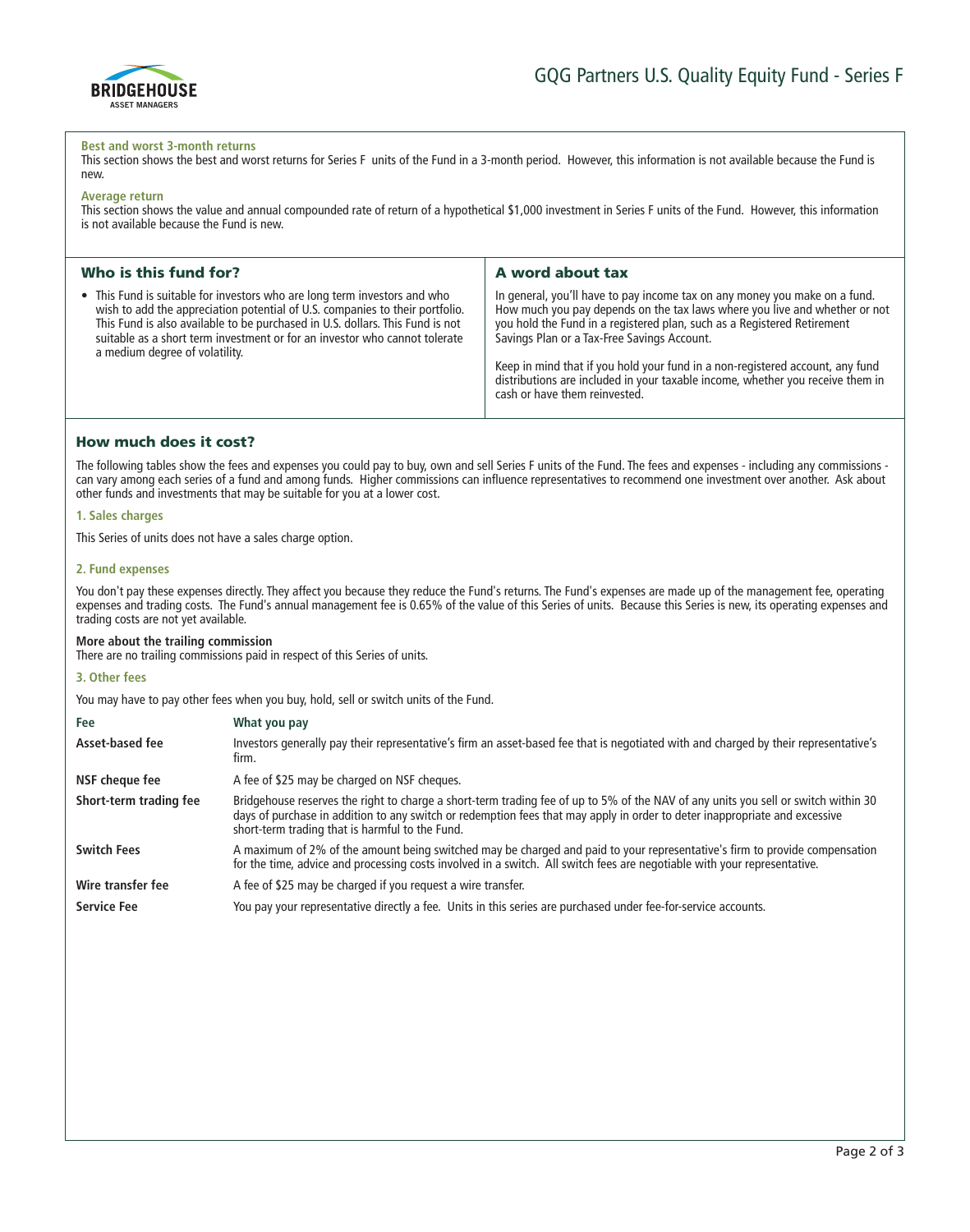### Best and worst 3-month returns

This section shows the best and worst returns for Series F units of the Fund in a 3-month period. However, this information is not available because the Fund is new.

### Average return

This section shows the value and annual compounded rate of return of a hypothetical $1,000 investment in Series F units of the Fund. However, this information is not available because the Fund is new.

## Who is this fund for?

- This Fund is suitable for investors who are long term investors and who wish to add the appreciation potential of U.S. companies to their portfolio. This Fund is also available to be purchased in U.S. dollars. This Fund is not suitable as a short term investment or for an investor who cannot tolerate a medium degree of volatility.

## A word about tax

In general, you'll have to pay income tax on any money you make on a fund. How much you pay depends on the tax laws where you live and whether or not you hold the Fund in a registered plan, such as a Registered Retirement Savings Plan or a Tax-Free Savings Account.

Keep in mind that if you hold your fund in a non-registered account, any fund distributions are included in your taxable income, whether you receive them in cash or have them reinvested.

## How much does it cost?

The following tables show the fees and expenses you could pay to buy, own and sell Series F units of the Fund. The fees and expenses - including any commissions - can vary among each series of a fund and among funds. Higher commissions can influence representatives to recommend one investment over another. Ask about other funds and investments that may be suitable for you at a lower cost.

### 1. Sales charges

This Series of units does not have a sales charge option.

### 2. Fund expenses

You don't pay these expenses directly. They affect you because they reduce the Fund's returns. The Fund's expenses are made up of the management fee, operating expenses and trading costs. The Fund's annual management fee is 0.65% of the value of this Series of units. Because this Series is new, its operating expenses and trading costs are not yet available.

**More about the trailing commission**

There are no trailing commissions paid in respect of this Series of units.

### 3. Other fees

You may have to pay other fees when you buy, hold, sell or switch units of the Fund.

| Fee | What you pay |
|---|---|
| **Asset-based fee** | Investors generally pay their representative's firm an asset-based fee that is negotiated with and charged by their representative's firm. |
| **NSF cheque fee** | A fee of $25 may be charged on NSF cheques. |
| **Short-term trading fee** | Bridgehouse reserves the right to charge a short-term trading fee of up to 5% of the NAV of any units you sell or switch within 30 days of purchase in addition to any switch or redemption fees that may apply in order to deter inappropriate and excessive short-term trading that is harmful to the Fund. |
| **Switch Fees** | A maximum of 2% of the amount being switched may be charged and paid to your representative's firm to provide compensation for the time, advice and processing costs involved in a switch. All switch fees are negotiable with your representative. |
| **Wire transfer fee** | A fee of $25 may be charged if you request a wire transfer. |
| **Service Fee** | You pay your representative directly a fee. Units in this series are purchased under fee-for-service accounts. |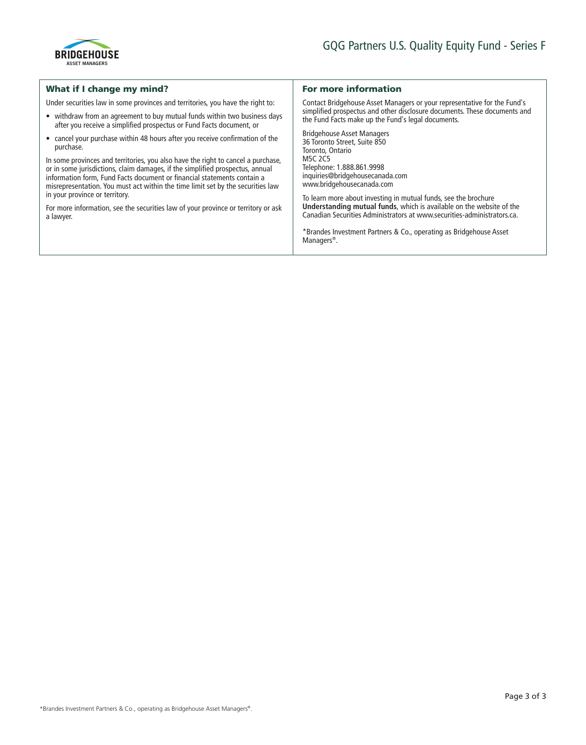## What if I change my mind?

Under securities law in some provinces and territories, you have the right to:

- withdraw from an agreement to buy mutual funds within two business days after you receive a simplified prospectus or Fund Facts document, or
- cancel your purchase within 48 hours after you receive confirmation of the purchase.

In some provinces and territories, you also have the right to cancel a purchase, or in some jurisdictions, claim damages, if the simplified prospectus, annual information form, Fund Facts document or financial statements contain a misrepresentation. You must act within the time limit set by the securities law in your province or territory.

For more information, see the securities law of your province or territory or ask a lawyer.

## For more information

Contact Bridgehouse Asset Managers or your representative for the Fund's simplified prospectus and other disclosure documents. These documents and the Fund Facts make up the Fund's legal documents.

Bridgehouse Asset Managers
36 Toronto Street, Suite 850
Toronto, Ontario
M5C 2C5
Telephone: 1.888.861.9998
inquiries@bridgehousecanada.com
www.bridgehousecanada.com

To learn more about investing in mutual funds, see the brochure **Understanding mutual funds**, which is available on the website of the Canadian Securities Administrators at www.securities-administrators.ca.

*Brandes Investment Partners & Co., operating as Bridgehouse Asset Managers®.